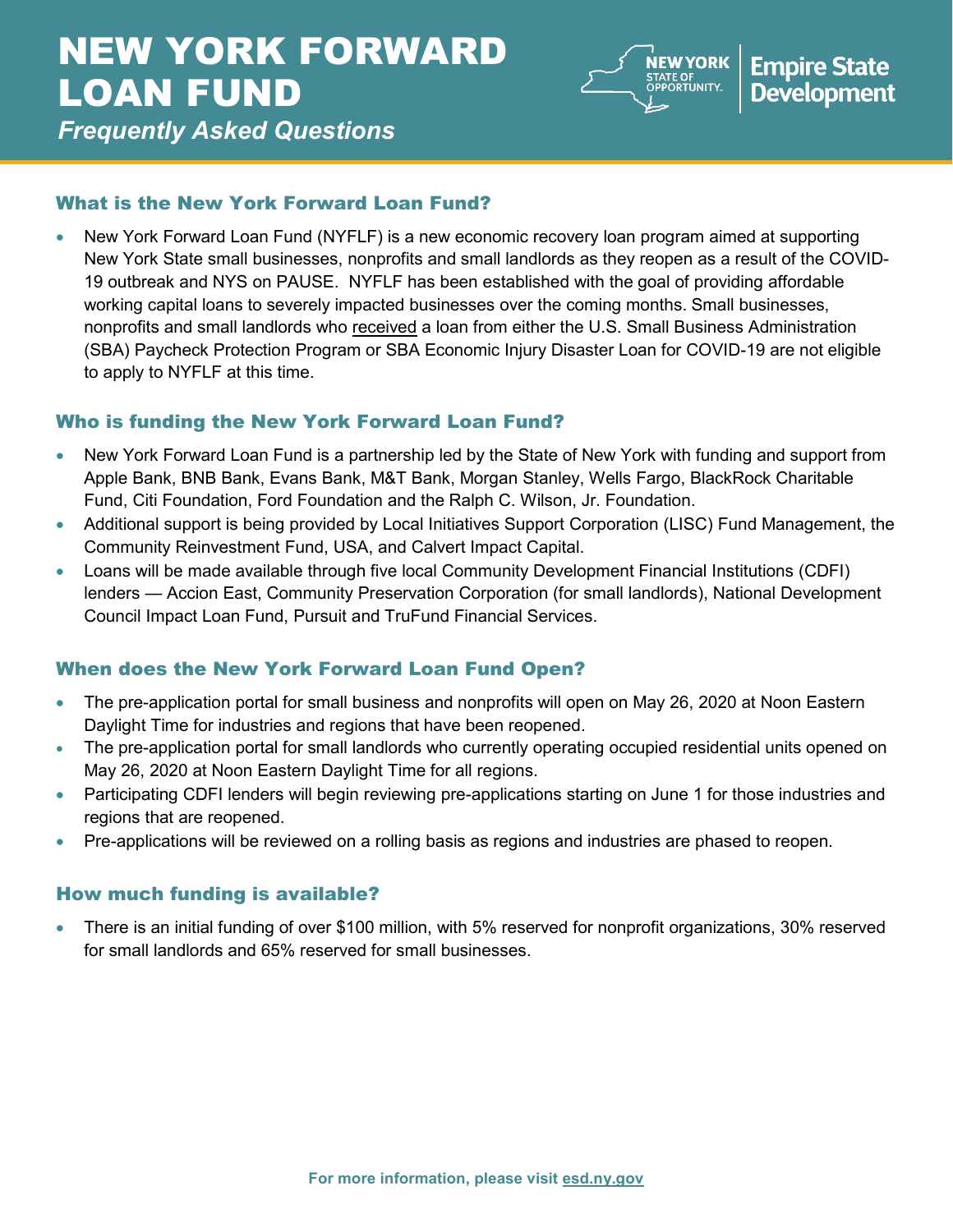# NEW YORK FORWARD LOAN FUND

*Frequently Asked Questions*

NEW YORK STATE OF OPPORTUNITY. | Empire State Development

## What is the New York Forward Loan Fund?

- New York Forward Loan Fund (NYFLF) is a new economic recovery loan program aimed at supporting New York State small businesses, nonprofits and small landlords as they reopen as a result of the COVID-19 outbreak and NYS on PAUSE. NYFLF has been established with the goal of providing affordable working capital loans to severely impacted businesses over the coming months. Small businesses, nonprofits and small landlords who received a loan from either the U.S. Small Business Administration (SBA) Paycheck Protection Program or SBA Economic Injury Disaster Loan for COVID-19 are not eligible to apply to NYFLF at this time.

## Who is funding the New York Forward Loan Fund?

- New York Forward Loan Fund is a partnership led by the State of New York with funding and support from Apple Bank, BNB Bank, Evans Bank, M&T Bank, Morgan Stanley, Wells Fargo, BlackRock Charitable Fund, Citi Foundation, Ford Foundation and the Ralph C. Wilson, Jr. Foundation.
- Additional support is being provided by Local Initiatives Support Corporation (LISC) Fund Management, the Community Reinvestment Fund, USA, and Calvert Impact Capital.
- Loans will be made available through five local Community Development Financial Institutions (CDFI) lenders — Accion East, Community Preservation Corporation (for small landlords), National Development Council Impact Loan Fund, Pursuit and TruFund Financial Services.

## When does the New York Forward Loan Fund Open?

- The pre-application portal for small business and nonprofits will open on May 26, 2020 at Noon Eastern Daylight Time for industries and regions that have been reopened.
- The pre-application portal for small landlords who currently operating occupied residential units opened on May 26, 2020 at Noon Eastern Daylight Time for all regions.
- Participating CDFI lenders will begin reviewing pre-applications starting on June 1 for those industries and regions that are reopened.
- Pre-applications will be reviewed on a rolling basis as regions and industries are phased to reopen.

## How much funding is available?

- There is an initial funding of over $100 million, with 5% reserved for nonprofit organizations, 30% reserved for small landlords and 65% reserved for small businesses.

For more information, please visit esd.ny.gov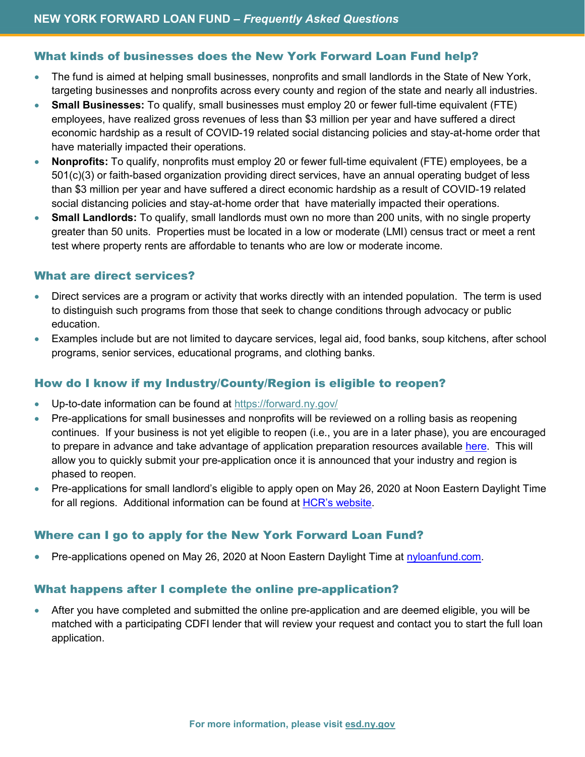## What kinds of businesses does the New York Forward Loan Fund help?

- The fund is aimed at helping small businesses, nonprofits and small landlords in the State of New York, targeting businesses and nonprofits across every county and region of the state and nearly all industries.
- **Small Businesses:** To qualify, small businesses must employ 20 or fewer full-time equivalent (FTE) employees, have realized gross revenues of less than $3 million per year and have suffered a direct economic hardship as a result of COVID-19 related social distancing policies and stay-at-home order that have materially impacted their operations.
- **Nonprofits:** To qualify, nonprofits must employ 20 or fewer full-time equivalent (FTE) employees, be a 501(c)(3) or faith-based organization providing direct services, have an annual operating budget of less than $3 million per year and have suffered a direct economic hardship as a result of COVID-19 related social distancing policies and stay-at-home order that have materially impacted their operations.
- **Small Landlords:** To qualify, small landlords must own no more than 200 units, with no single property greater than 50 units. Properties must be located in a low or moderate (LMI) census tract or meet a rent test where property rents are affordable to tenants who are low or moderate income.

## What are direct services?

- Direct services are a program or activity that works directly with an intended population. The term is used to distinguish such programs from those that seek to change conditions through advocacy or public education.
- Examples include but are not limited to daycare services, legal aid, food banks, soup kitchens, after school programs, senior services, educational programs, and clothing banks.

## How do I know if my Industry/County/Region is eligible to reopen?

- Up-to-date information can be found at https://forward.ny.gov/
- Pre-applications for small businesses and nonprofits will be reviewed on a rolling basis as reopening continues. If your business is not yet eligible to reopen (i.e., you are in a later phase), you are encouraged to prepare in advance and take advantage of application preparation resources available here. This will allow you to quickly submit your pre-application once it is announced that your industry and region is phased to reopen.
- Pre-applications for small landlord's eligible to apply open on May 26, 2020 at Noon Eastern Daylight Time for all regions. Additional information can be found at HCR's website.

## Where can I go to apply for the New York Forward Loan Fund?

- Pre-applications opened on May 26, 2020 at Noon Eastern Daylight Time at nyloanfund.com.

## What happens after I complete the online pre-application?

- After you have completed and submitted the online pre-application and are deemed eligible, you will be matched with a participating CDFI lender that will review your request and contact you to start the full loan application.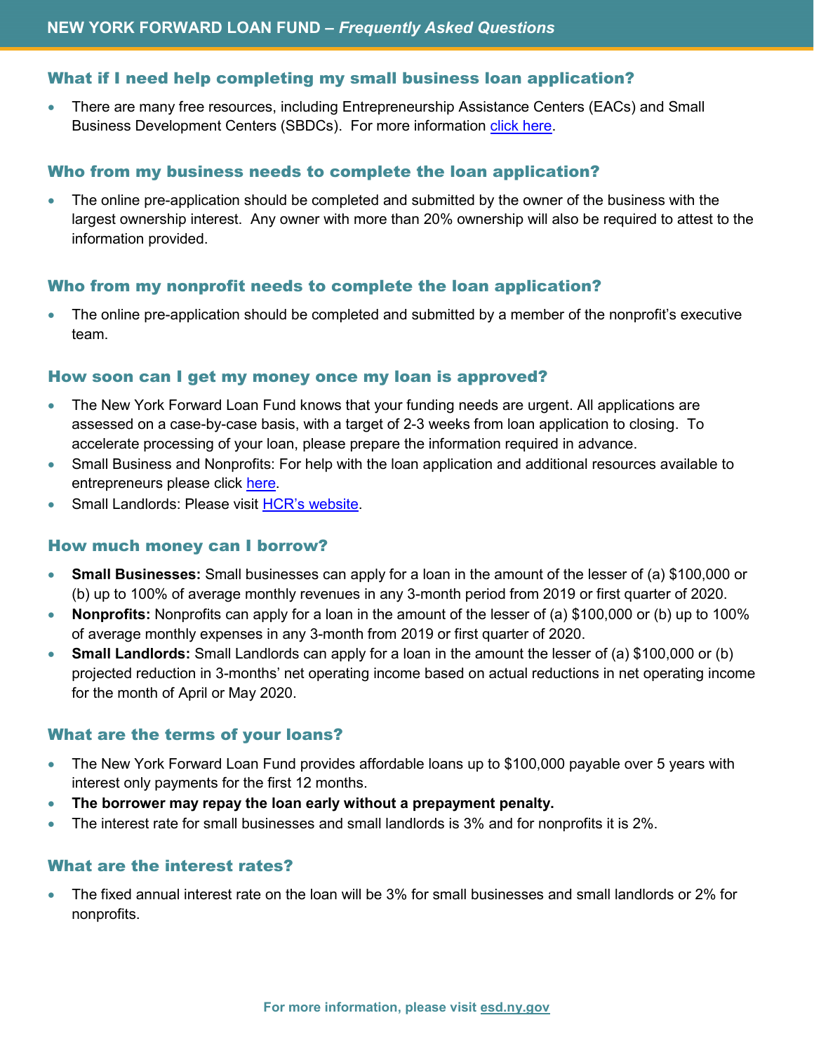### What if I need help completing my small business loan application?

- There are many free resources, including Entrepreneurship Assistance Centers (EACs) and Small Business Development Centers (SBDCs). For more information click here.

### Who from my business needs to complete the loan application?

- The online pre-application should be completed and submitted by the owner of the business with the largest ownership interest. Any owner with more than 20% ownership will also be required to attest to the information provided.

### Who from my nonprofit needs to complete the loan application?

- The online pre-application should be completed and submitted by a member of the nonprofit's executive team.

### How soon can I get my money once my loan is approved?

- The New York Forward Loan Fund knows that your funding needs are urgent. All applications are assessed on a case-by-case basis, with a target of 2-3 weeks from loan application to closing. To accelerate processing of your loan, please prepare the information required in advance.
- Small Business and Nonprofits: For help with the loan application and additional resources available to entrepreneurs please click here.
- Small Landlords: Please visit HCR's website.

### How much money can I borrow?

- **Small Businesses:** Small businesses can apply for a loan in the amount of the lesser of (a) $100,000 or (b) up to 100% of average monthly revenues in any 3-month period from 2019 or first quarter of 2020.
- **Nonprofits:** Nonprofits can apply for a loan in the amount of the lesser of (a) $100,000 or (b) up to 100% of average monthly expenses in any 3-month from 2019 or first quarter of 2020.
- **Small Landlords:** Small Landlords can apply for a loan in the amount the lesser of (a) $100,000 or (b) projected reduction in 3-months' net operating income based on actual reductions in net operating income for the month of April or May 2020.

### What are the terms of your loans?

- The New York Forward Loan Fund provides affordable loans up to $100,000 payable over 5 years with interest only payments for the first 12 months.
- **The borrower may repay the loan early without a prepayment penalty.**
- The interest rate for small businesses and small landlords is 3% and for nonprofits it is 2%.

### What are the interest rates?

- The fixed annual interest rate on the loan will be 3% for small businesses and small landlords or 2% for nonprofits.

**For more information, please visit esd.ny.gov**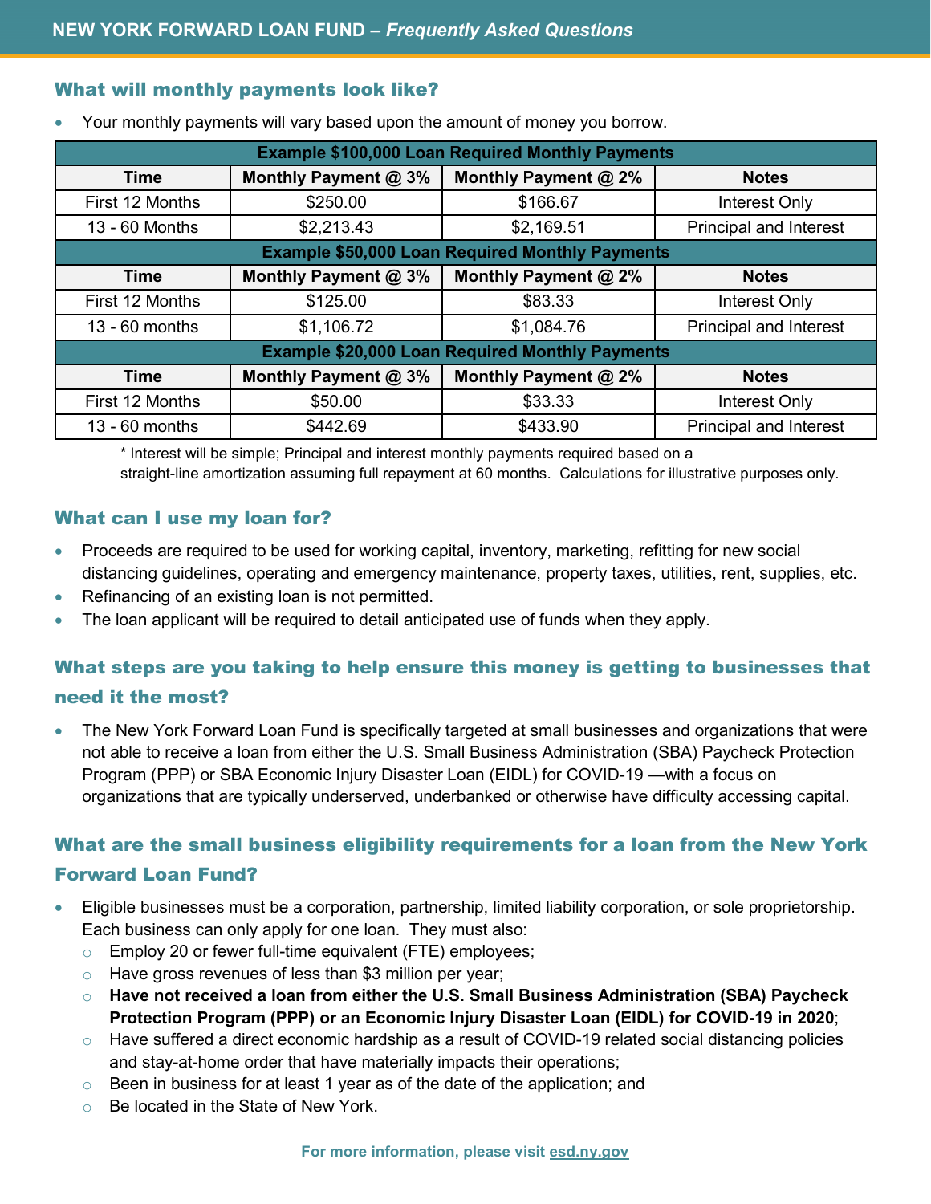## What will monthly payments look like?

- Your monthly payments will vary based upon the amount of money you borrow.

| Example $100,000 Loan Required Monthly Payments | | | |
|---|---|---|---|
| **Time** | **Monthly Payment @ 3%** | **Monthly Payment @ 2%** | **Notes** |
| First 12 Months | $250.00 | $166.67 | Interest Only |
| 13 - 60 Months | $2,213.43 | $2,169.51 | Principal and Interest |
| **Example $50,000 Loan Required Monthly Payments** | | | |
| **Time** | **Monthly Payment @ 3%** | **Monthly Payment @ 2%** | **Notes** |
| First 12 Months | $125.00 | $83.33 | Interest Only |
| 13 - 60 months | $1,106.72 | $1,084.76 | Principal and Interest |
| **Example $20,000 Loan Required Monthly Payments** | | | |
| **Time** | **Monthly Payment @ 3%** | **Monthly Payment @ 2%** | **Notes** |
| First 12 Months | $50.00 | $33.33 | Interest Only |
| 13 - 60 months | $442.69 | $433.90 | Principal and Interest |

* Interest will be simple; Principal and interest monthly payments required based on a straight-line amortization assuming full repayment at 60 months. Calculations for illustrative purposes only.

## What can I use my loan for?

- Proceeds are required to be used for working capital, inventory, marketing, refitting for new social distancing guidelines, operating and emergency maintenance, property taxes, utilities, rent, supplies, etc.
- Refinancing of an existing loan is not permitted.
- The loan applicant will be required to detail anticipated use of funds when they apply.

## What steps are you taking to help ensure this money is getting to businesses that need it the most?

- The New York Forward Loan Fund is specifically targeted at small businesses and organizations that were not able to receive a loan from either the U.S. Small Business Administration (SBA) Paycheck Protection Program (PPP) or SBA Economic Injury Disaster Loan (EIDL) for COVID-19 —with a focus on organizations that are typically underserved, underbanked or otherwise have difficulty accessing capital.

## What are the small business eligibility requirements for a loan from the New York Forward Loan Fund?

- Eligible businesses must be a corporation, partnership, limited liability corporation, or sole proprietorship. Each business can only apply for one loan. They must also:
  - Employ 20 or fewer full-time equivalent (FTE) employees;
  - Have gross revenues of less than $3 million per year;
  - **Have not received a loan from either the U.S. Small Business Administration (SBA) Paycheck Protection Program (PPP) or an Economic Injury Disaster Loan (EIDL) for COVID-19 in 2020**;
  - Have suffered a direct economic hardship as a result of COVID-19 related social distancing policies and stay-at-home order that have materially impacts their operations;
  - Been in business for at least 1 year as of the date of the application; and
  - Be located in the State of New York.

For more information, please visit esd.ny.gov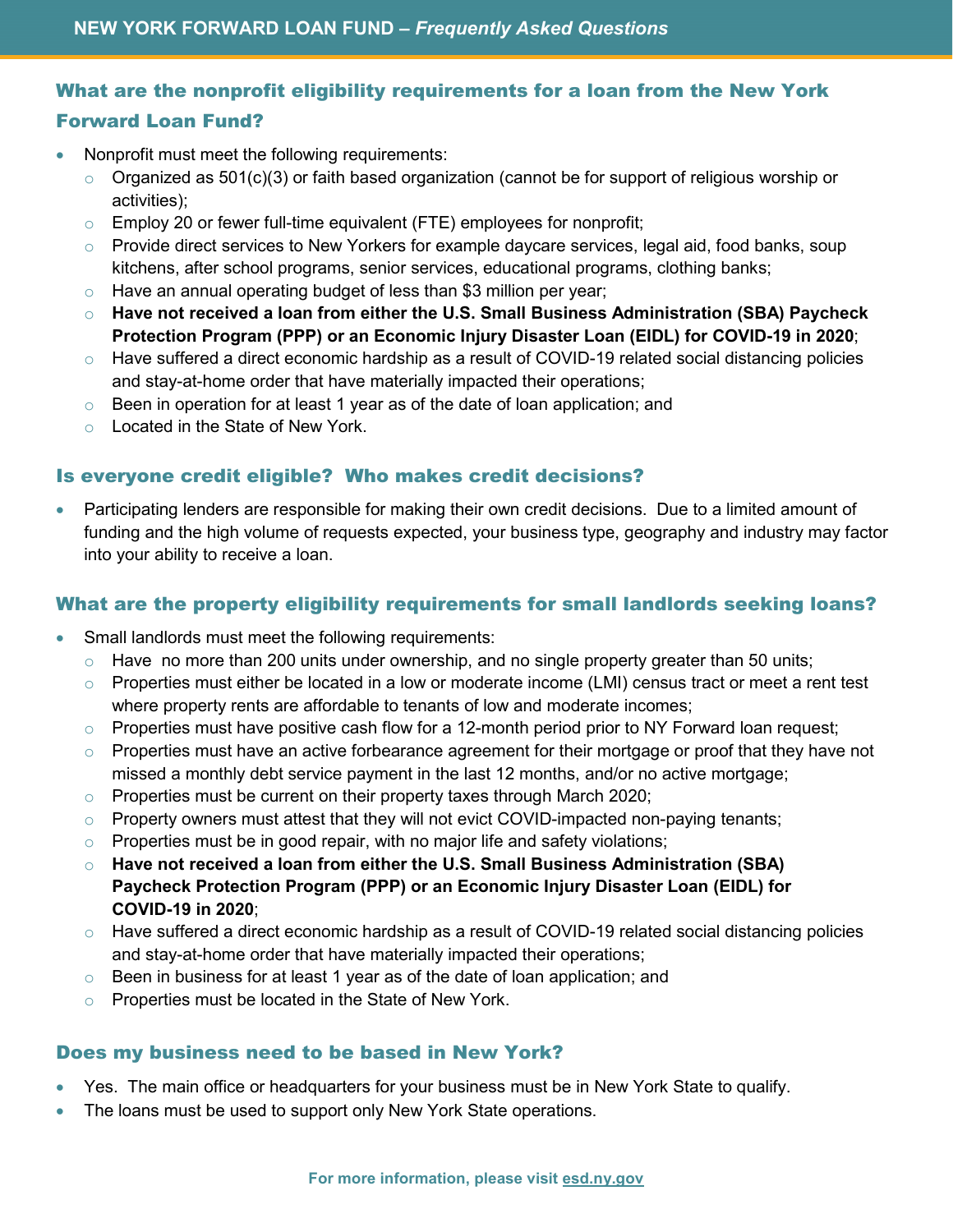## What are the nonprofit eligibility requirements for a loan from the New York Forward Loan Fund?

- Nonprofit must meet the following requirements:
  - Organized as 501(c)(3) or faith based organization (cannot be for support of religious worship or activities);
  - Employ 20 or fewer full-time equivalent (FTE) employees for nonprofit;
  - Provide direct services to New Yorkers for example daycare services, legal aid, food banks, soup kitchens, after school programs, senior services, educational programs, clothing banks;
  - Have an annual operating budget of less than $3 million per year;
  - **Have not received a loan from either the U.S. Small Business Administration (SBA) Paycheck Protection Program (PPP) or an Economic Injury Disaster Loan (EIDL) for COVID-19 in 2020**;
  - Have suffered a direct economic hardship as a result of COVID-19 related social distancing policies and stay-at-home order that have materially impacted their operations;
  - Been in operation for at least 1 year as of the date of loan application; and
  - Located in the State of New York.

## Is everyone credit eligible? Who makes credit decisions?

- Participating lenders are responsible for making their own credit decisions. Due to a limited amount of funding and the high volume of requests expected, your business type, geography and industry may factor into your ability to receive a loan.

## What are the property eligibility requirements for small landlords seeking loans?

- Small landlords must meet the following requirements:
  - Have no more than 200 units under ownership, and no single property greater than 50 units;
  - Properties must either be located in a low or moderate income (LMI) census tract or meet a rent test where property rents are affordable to tenants of low and moderate incomes;
  - Properties must have positive cash flow for a 12-month period prior to NY Forward loan request;
  - Properties must have an active forbearance agreement for their mortgage or proof that they have not missed a monthly debt service payment in the last 12 months, and/or no active mortgage;
  - Properties must be current on their property taxes through March 2020;
  - Property owners must attest that they will not evict COVID-impacted non-paying tenants;
  - Properties must be in good repair, with no major life and safety violations;
  - **Have not received a loan from either the U.S. Small Business Administration (SBA) Paycheck Protection Program (PPP) or an Economic Injury Disaster Loan (EIDL) for COVID-19 in 2020**;
  - Have suffered a direct economic hardship as a result of COVID-19 related social distancing policies and stay-at-home order that have materially impacted their operations;
  - Been in business for at least 1 year as of the date of loan application; and
  - Properties must be located in the State of New York.

## Does my business need to be based in New York?

- Yes. The main office or headquarters for your business must be in New York State to qualify.
- The loans must be used to support only New York State operations.

**For more information, please visit [esd.ny.gov](esd.ny.gov)**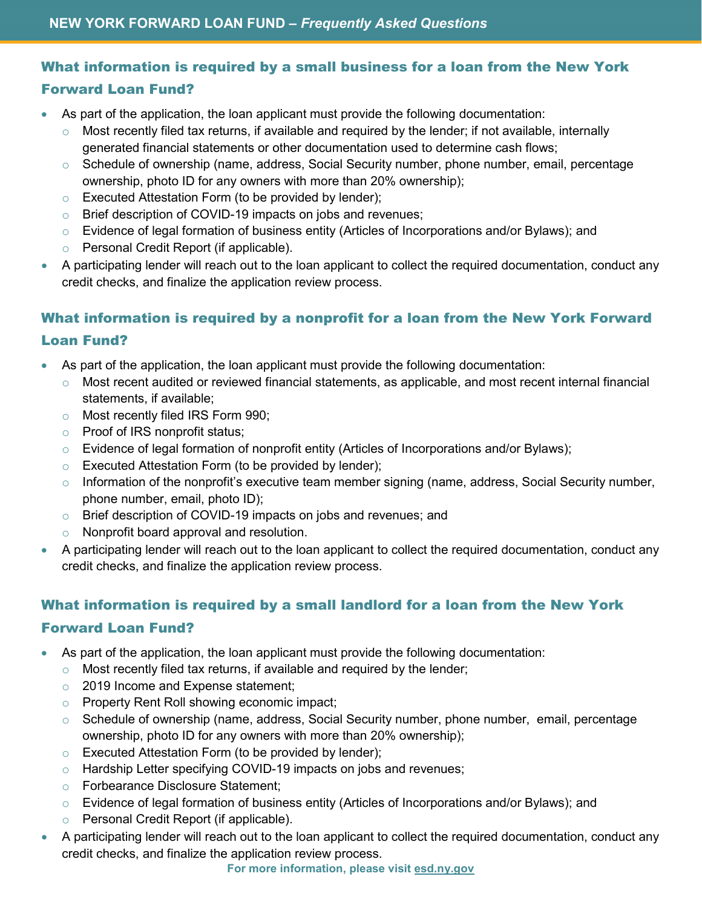## What information is required by a small business for a loan from the New York Forward Loan Fund?

- As part of the application, the loan applicant must provide the following documentation:
  - Most recently filed tax returns, if available and required by the lender; if not available, internally generated financial statements or other documentation used to determine cash flows;
  - Schedule of ownership (name, address, Social Security number, phone number, email, percentage ownership, photo ID for any owners with more than 20% ownership);
  - Executed Attestation Form (to be provided by lender);
  - Brief description of COVID-19 impacts on jobs and revenues;
  - Evidence of legal formation of business entity (Articles of Incorporations and/or Bylaws); and
  - Personal Credit Report (if applicable).
- A participating lender will reach out to the loan applicant to collect the required documentation, conduct any credit checks, and finalize the application review process.

## What information is required by a nonprofit for a loan from the New York Forward Loan Fund?

- As part of the application, the loan applicant must provide the following documentation:
  - Most recent audited or reviewed financial statements, as applicable, and most recent internal financial statements, if available;
  - Most recently filed IRS Form 990;
  - Proof of IRS nonprofit status;
  - Evidence of legal formation of nonprofit entity (Articles of Incorporations and/or Bylaws);
  - Executed Attestation Form (to be provided by lender);
  - Information of the nonprofit's executive team member signing (name, address, Social Security number, phone number, email, photo ID);
  - Brief description of COVID-19 impacts on jobs and revenues; and
  - Nonprofit board approval and resolution.
- A participating lender will reach out to the loan applicant to collect the required documentation, conduct any credit checks, and finalize the application review process.

## What information is required by a small landlord for a loan from the New York Forward Loan Fund?

- As part of the application, the loan applicant must provide the following documentation:
  - Most recently filed tax returns, if available and required by the lender;
  - 2019 Income and Expense statement;
  - Property Rent Roll showing economic impact;
  - Schedule of ownership (name, address, Social Security number, phone number, email, percentage ownership, photo ID for any owners with more than 20% ownership);
  - Executed Attestation Form (to be provided by lender);
  - Hardship Letter specifying COVID-19 impacts on jobs and revenues;
  - Forbearance Disclosure Statement;
  - Evidence of legal formation of business entity (Articles of Incorporations and/or Bylaws); and
  - Personal Credit Report (if applicable).
- A participating lender will reach out to the loan applicant to collect the required documentation, conduct any credit checks, and finalize the application review process.

**For more information, please visit esd.ny.gov**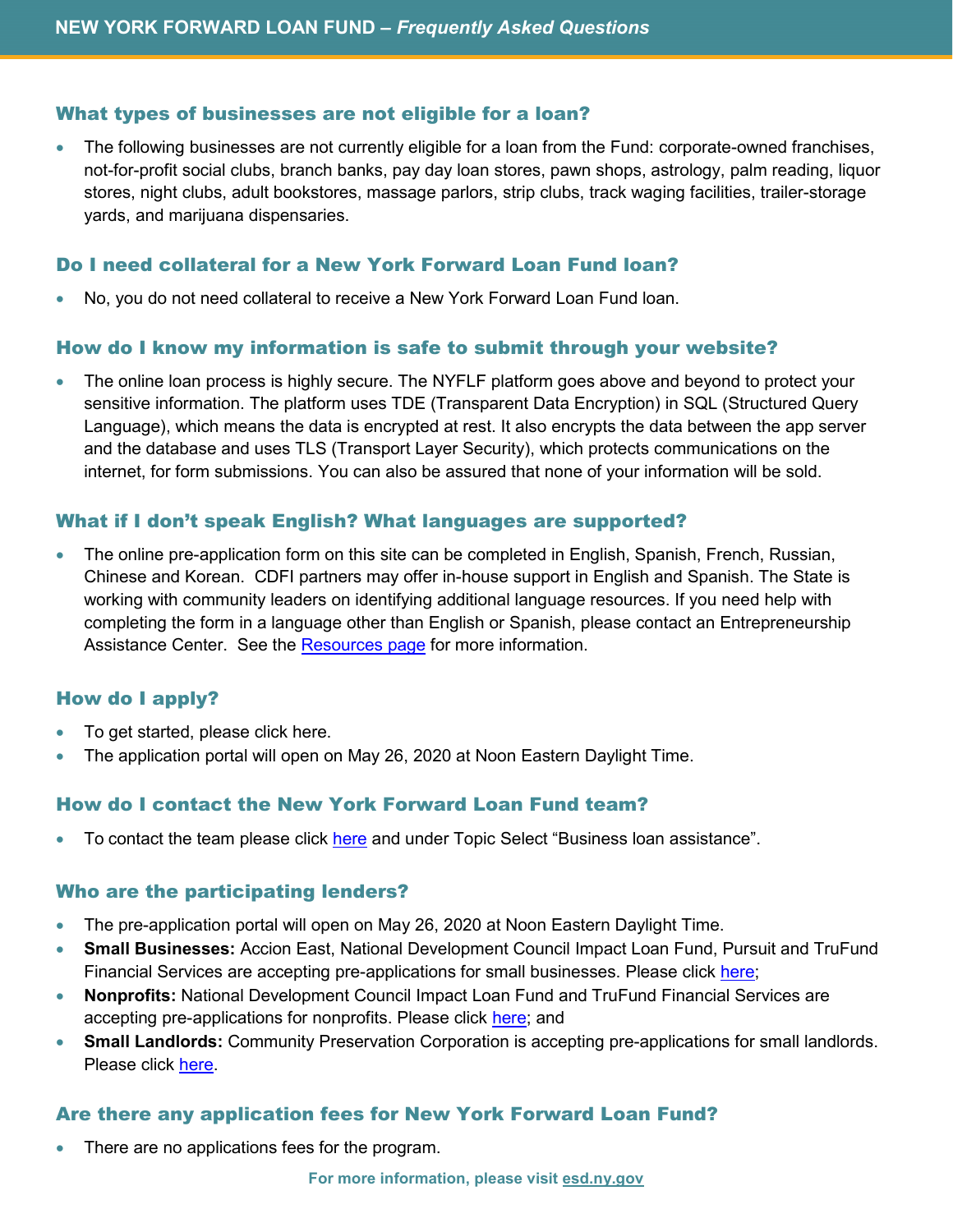### What types of businesses are not eligible for a loan?

- The following businesses are not currently eligible for a loan from the Fund: corporate-owned franchises, not-for-profit social clubs, branch banks, pay day loan stores, pawn shops, astrology, palm reading, liquor stores, night clubs, adult bookstores, massage parlors, strip clubs, track waging facilities, trailer-storage yards, and marijuana dispensaries.

### Do I need collateral for a New York Forward Loan Fund loan?

- No, you do not need collateral to receive a New York Forward Loan Fund loan.

### How do I know my information is safe to submit through your website?

- The online loan process is highly secure. The NYFLF platform goes above and beyond to protect your sensitive information. The platform uses TDE (Transparent Data Encryption) in SQL (Structured Query Language), which means the data is encrypted at rest. It also encrypts the data between the app server and the database and uses TLS (Transport Layer Security), which protects communications on the internet, for form submissions. You can also be assured that none of your information will be sold.

### What if I don't speak English? What languages are supported?

- The online pre-application form on this site can be completed in English, Spanish, French, Russian, Chinese and Korean. CDFI partners may offer in-house support in English and Spanish. The State is working with community leaders on identifying additional language resources. If you need help with completing the form in a language other than English or Spanish, please contact an Entrepreneurship Assistance Center. See the Resources page for more information.

### How do I apply?

- To get started, please click here.
- The application portal will open on May 26, 2020 at Noon Eastern Daylight Time.

### How do I contact the New York Forward Loan Fund team?

- To contact the team please click here and under Topic Select "Business loan assistance".

### Who are the participating lenders?

- The pre-application portal will open on May 26, 2020 at Noon Eastern Daylight Time.
- **Small Businesses:** Accion East, National Development Council Impact Loan Fund, Pursuit and TruFund Financial Services are accepting pre-applications for small businesses. Please click here;
- **Nonprofits:** National Development Council Impact Loan Fund and TruFund Financial Services are accepting pre-applications for nonprofits. Please click here; and
- **Small Landlords:** Community Preservation Corporation is accepting pre-applications for small landlords. Please click here.

### Are there any application fees for New York Forward Loan Fund?

- There are no applications fees for the program.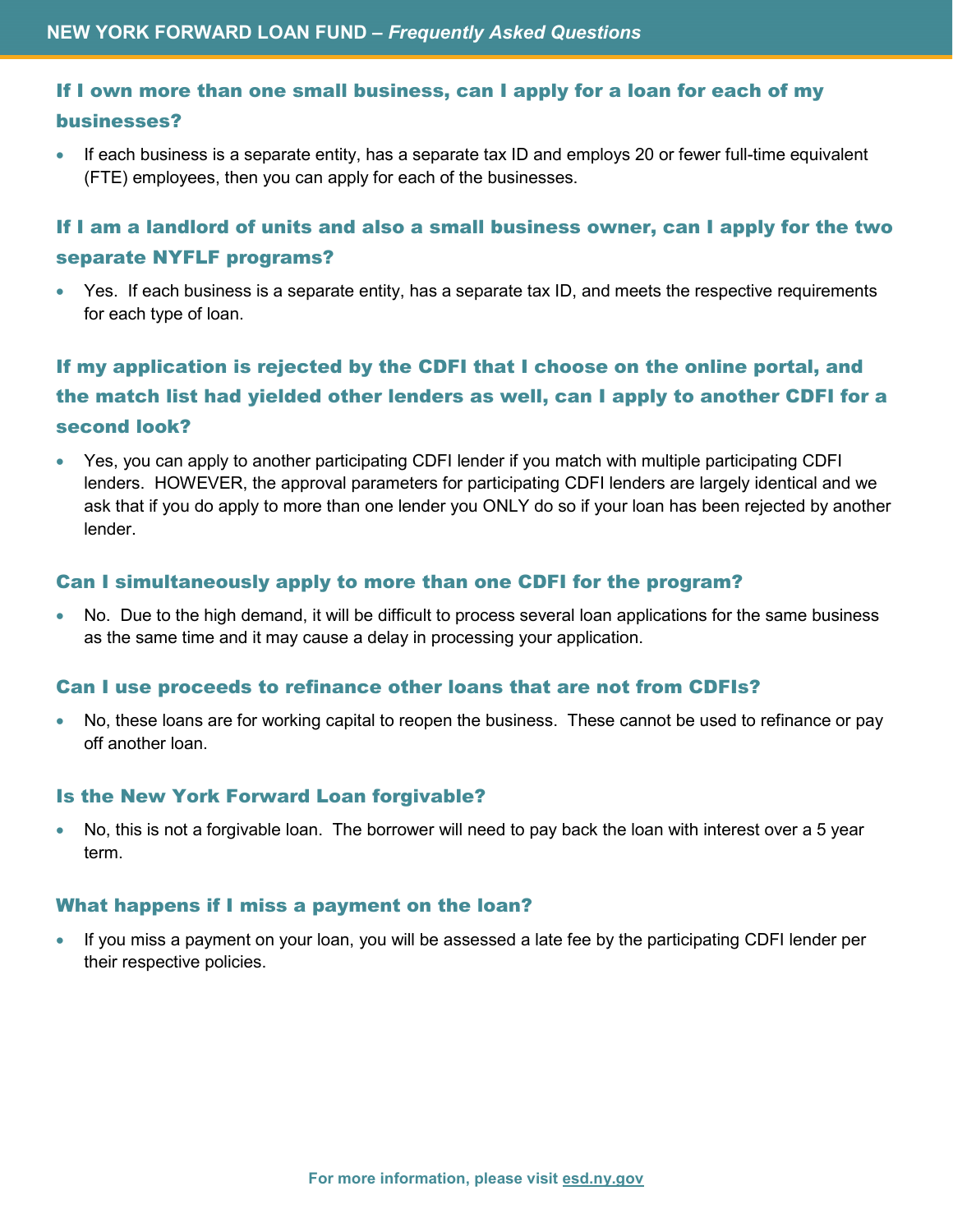### If I own more than one small business, can I apply for a loan for each of my businesses?

- If each business is a separate entity, has a separate tax ID and employs 20 or fewer full-time equivalent (FTE) employees, then you can apply for each of the businesses.

### If I am a landlord of units and also a small business owner, can I apply for the two separate NYFLF programs?

- Yes. If each business is a separate entity, has a separate tax ID, and meets the respective requirements for each type of loan.

### If my application is rejected by the CDFI that I choose on the online portal, and the match list had yielded other lenders as well, can I apply to another CDFI for a second look?

- Yes, you can apply to another participating CDFI lender if you match with multiple participating CDFI lenders. HOWEVER, the approval parameters for participating CDFI lenders are largely identical and we ask that if you do apply to more than one lender you ONLY do so if your loan has been rejected by another lender.

### Can I simultaneously apply to more than one CDFI for the program?

- No. Due to the high demand, it will be difficult to process several loan applications for the same business as the same time and it may cause a delay in processing your application.

### Can I use proceeds to refinance other loans that are not from CDFIs?

- No, these loans are for working capital to reopen the business. These cannot be used to refinance or pay off another loan.

### Is the New York Forward Loan forgivable?

- No, this is not a forgivable loan. The borrower will need to pay back the loan with interest over a 5 year term.

### What happens if I miss a payment on the loan?

- If you miss a payment on your loan, you will be assessed a late fee by the participating CDFI lender per their respective policies.